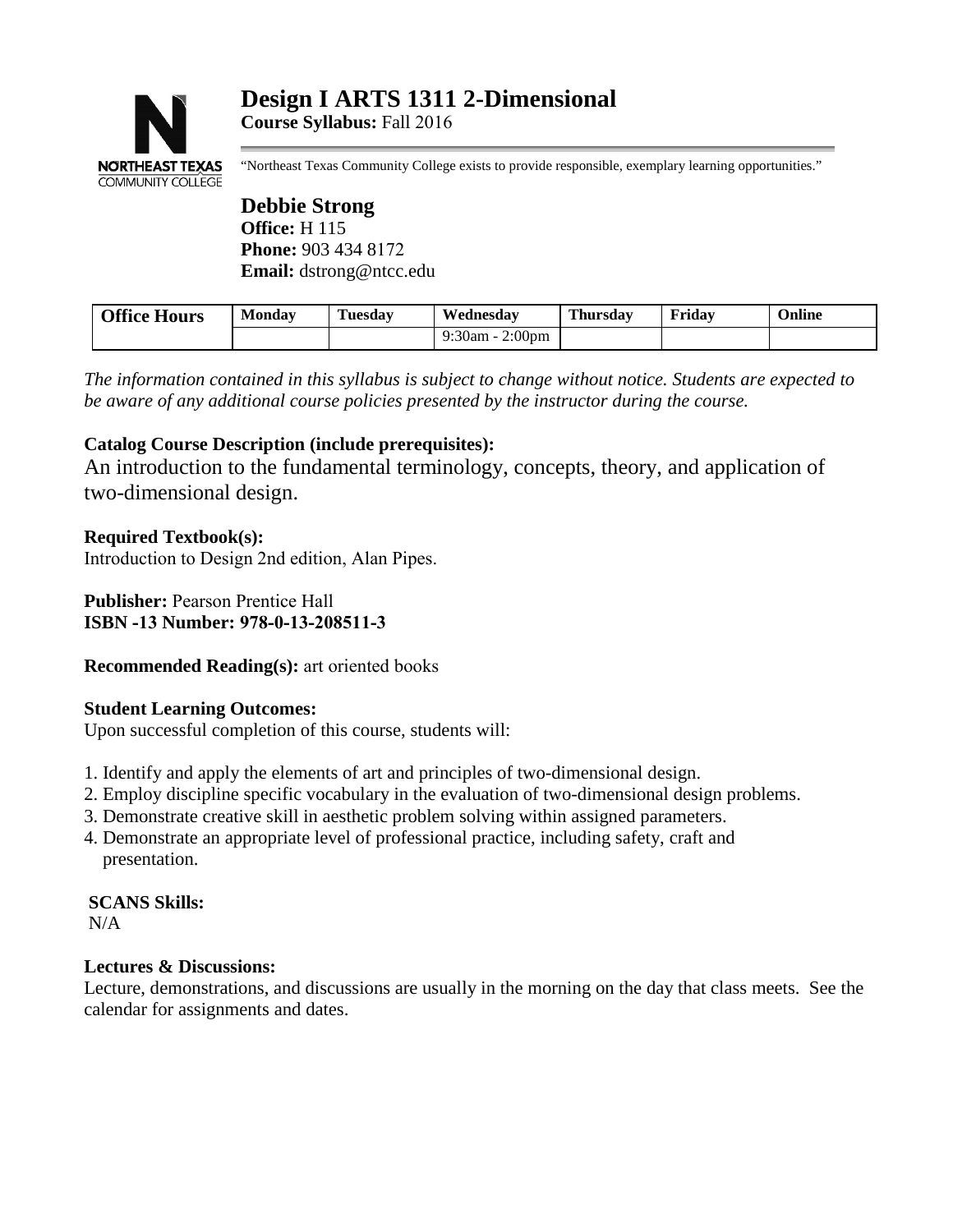# Design I ARTS 1311 2-Dimensional

**Course Syllabus:** Fall 2016

"Northeast Texas Community College exists to provide responsible, exemplary learning opportunities."

## Debbie Strong

**Office:** H 115
**Phone:** 903 434 8172
**Email:** dstrong@ntcc.edu

| Office Hours | Monday | Tuesday | Wednesday | Thursday | Friday | Online |
|---|---|---|---|---|---|---|
| | | | 9:30am - 2:00pm | | | |

*The information contained in this syllabus is subject to change without notice. Students are expected to be aware of any additional course policies presented by the instructor during the course.*

**Catalog Course Description (include prerequisites):**

An introduction to the fundamental terminology, concepts, theory, and application of two-dimensional design.

**Required Textbook(s):**

Introduction to Design 2nd edition, Alan Pipes.

**Publisher:** Pearson Prentice Hall
**ISBN -13 Number: 978-0-13-208511-3**

**Recommended Reading(s):** art oriented books

**Student Learning Outcomes:**

Upon successful completion of this course, students will:

1. Identify and apply the elements of art and principles of two-dimensional design.
2. Employ discipline specific vocabulary in the evaluation of two-dimensional design problems.
3. Demonstrate creative skill in aesthetic problem solving within assigned parameters.
4. Demonstrate an appropriate level of professional practice, including safety, craft and presentation.

**SCANS Skills:**

N/A

**Lectures & Discussions:**

Lecture, demonstrations, and discussions are usually in the morning on the day that class meets. See the calendar for assignments and dates.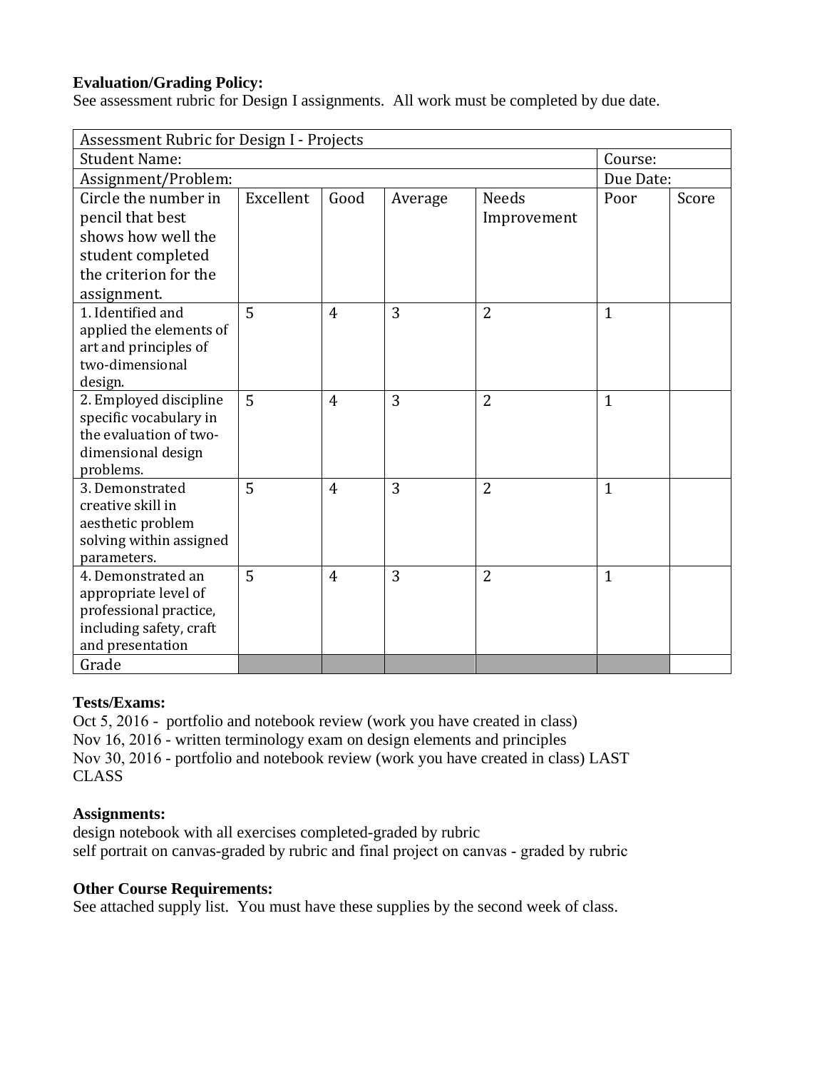**Evaluation/Grading Policy:**
See assessment rubric for Design I assignments. All work must be completed by due date.

| Assessment Rubric for Design I - Projects | | | | | | |
|---|---|---|---|---|---|---|
| Student Name: | | | | | Course: | |
| Assignment/Problem: | | | | | Due Date: | |
| Circle the number in pencil that best shows how well the student completed the criterion for the assignment. | Excellent | Good | Average | Needs Improvement | Poor | Score |
| 1. Identified and applied the elements of art and principles of two-dimensional design. | 5 | 4 | 3 | 2 | 1 | |
| 2. Employed discipline specific vocabulary in the evaluation of two-dimensional design problems. | 5 | 4 | 3 | 2 | 1 | |
| 3. Demonstrated creative skill in aesthetic problem solving within assigned parameters. | 5 | 4 | 3 | 2 | 1 | |
| 4. Demonstrated an appropriate level of professional practice, including safety, craft and presentation | 5 | 4 | 3 | 2 | 1 | |
| Grade | | | | | | |

**Tests/Exams:**
Oct 5, 2016 - portfolio and notebook review (work you have created in class)
Nov 16, 2016 - written terminology exam on design elements and principles
Nov 30, 2016 - portfolio and notebook review (work you have created in class) LAST CLASS

**Assignments:**
design notebook with all exercises completed-graded by rubric
self portrait on canvas-graded by rubric and final project on canvas - graded by rubric

**Other Course Requirements:**
See attached supply list. You must have these supplies by the second week of class.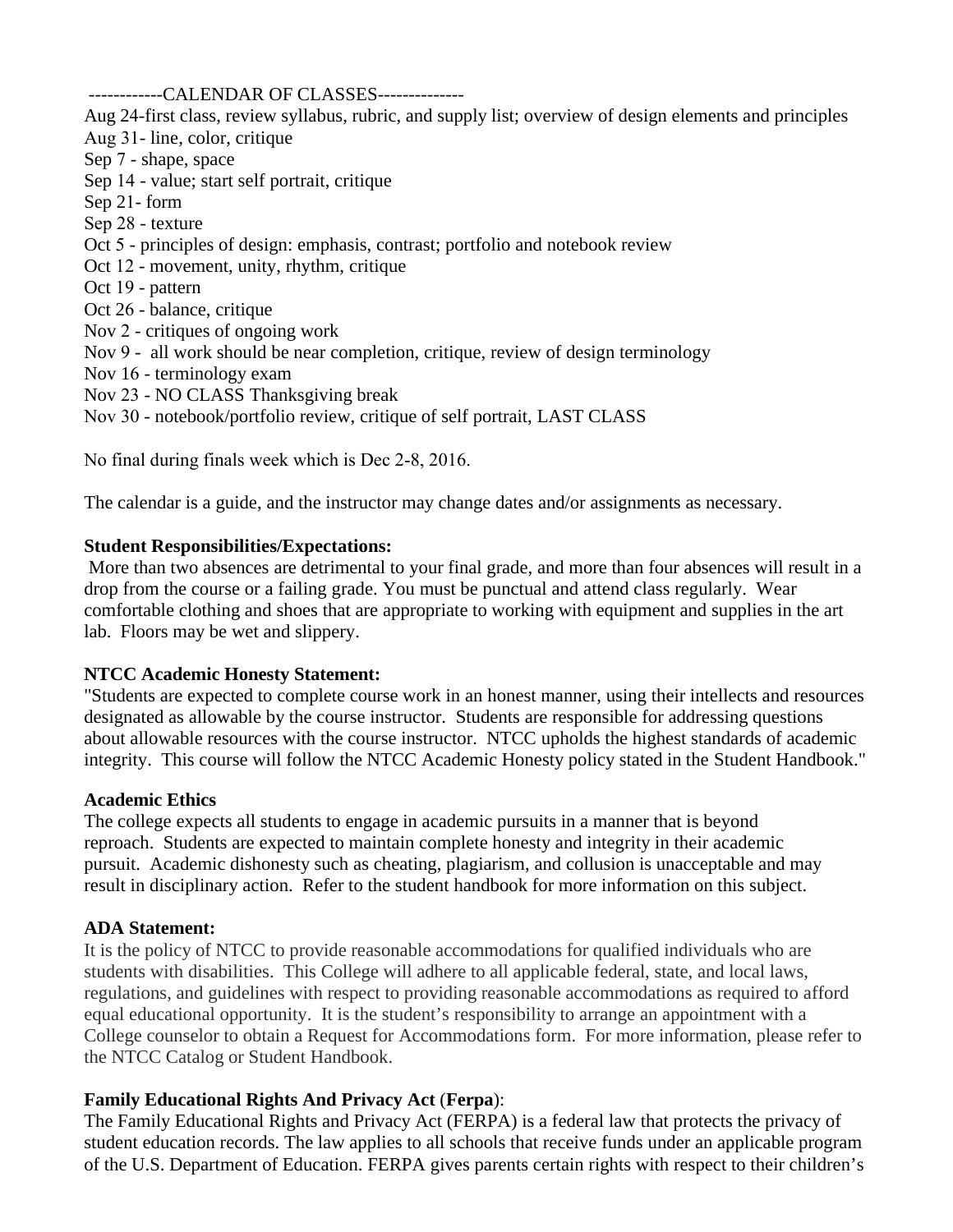------------CALENDAR OF CLASSES--------------

Aug 24-first class, review syllabus, rubric, and supply list; overview of design elements and principles
Aug 31- line, color, critique
Sep 7 - shape, space
Sep 14 - value; start self portrait, critique
Sep 21- form
Sep 28 - texture
Oct 5 - principles of design: emphasis, contrast; portfolio and notebook review
Oct 12 - movement, unity, rhythm, critique
Oct 19 - pattern
Oct 26 - balance, critique
Nov 2 - critiques of ongoing work
Nov 9 - all work should be near completion, critique, review of design terminology
Nov 16 - terminology exam
Nov 23 - NO CLASS Thanksgiving break
Nov 30 - notebook/portfolio review, critique of self portrait, LAST CLASS

No final during finals week which is Dec 2-8, 2016.

The calendar is a guide, and the instructor may change dates and/or assignments as necessary.

**Student Responsibilities/Expectations:**

More than two absences are detrimental to your final grade, and more than four absences will result in a drop from the course or a failing grade. You must be punctual and attend class regularly. Wear comfortable clothing and shoes that are appropriate to working with equipment and supplies in the art lab. Floors may be wet and slippery.

**NTCC Academic Honesty Statement:**

"Students are expected to complete course work in an honest manner, using their intellects and resources designated as allowable by the course instructor. Students are responsible for addressing questions about allowable resources with the course instructor. NTCC upholds the highest standards of academic integrity. This course will follow the NTCC Academic Honesty policy stated in the Student Handbook."

**Academic Ethics**

The college expects all students to engage in academic pursuits in a manner that is beyond reproach. Students are expected to maintain complete honesty and integrity in their academic pursuit. Academic dishonesty such as cheating, plagiarism, and collusion is unacceptable and may result in disciplinary action. Refer to the student handbook for more information on this subject.

**ADA Statement:**

It is the policy of NTCC to provide reasonable accommodations for qualified individuals who are students with disabilities. This College will adhere to all applicable federal, state, and local laws, regulations, and guidelines with respect to providing reasonable accommodations as required to afford equal educational opportunity. It is the student's responsibility to arrange an appointment with a College counselor to obtain a Request for Accommodations form. For more information, please refer to the NTCC Catalog or Student Handbook.

**Family Educational Rights And Privacy Act** (**Ferpa**):

The Family Educational Rights and Privacy Act (FERPA) is a federal law that protects the privacy of student education records. The law applies to all schools that receive funds under an applicable program of the U.S. Department of Education. FERPA gives parents certain rights with respect to their children's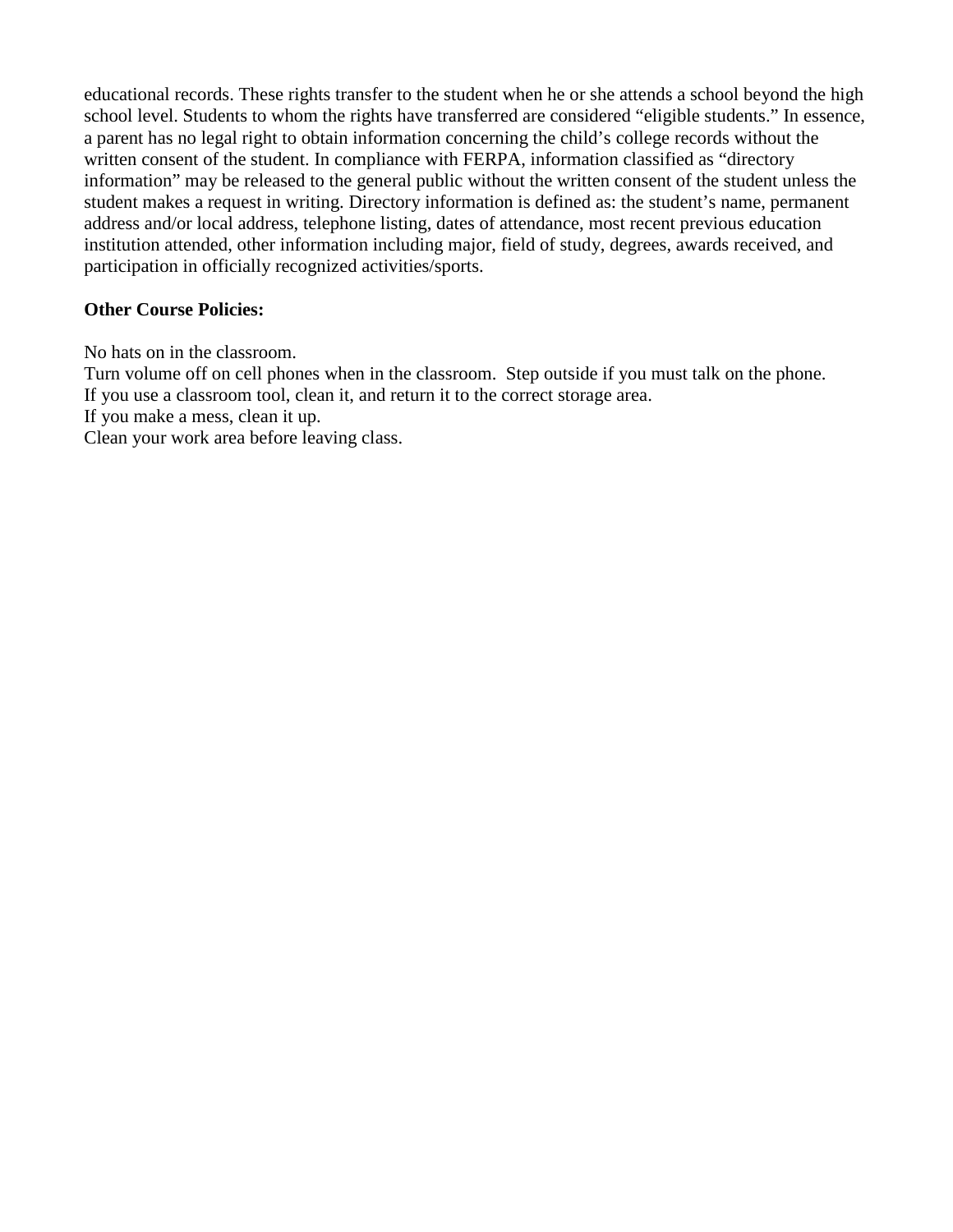educational records. These rights transfer to the student when he or she attends a school beyond the high school level. Students to whom the rights have transferred are considered “eligible students.” In essence, a parent has no legal right to obtain information concerning the child’s college records without the written consent of the student. In compliance with FERPA, information classified as “directory information” may be released to the general public without the written consent of the student unless the student makes a request in writing. Directory information is defined as: the student’s name, permanent address and/or local address, telephone listing, dates of attendance, most recent previous education institution attended, other information including major, field of study, degrees, awards received, and participation in officially recognized activities/sports.

**Other Course Policies:**

No hats on in the classroom.
Turn volume off on cell phones when in the classroom. Step outside if you must talk on the phone.
If you use a classroom tool, clean it, and return it to the correct storage area.
If you make a mess, clean it up.
Clean your work area before leaving class.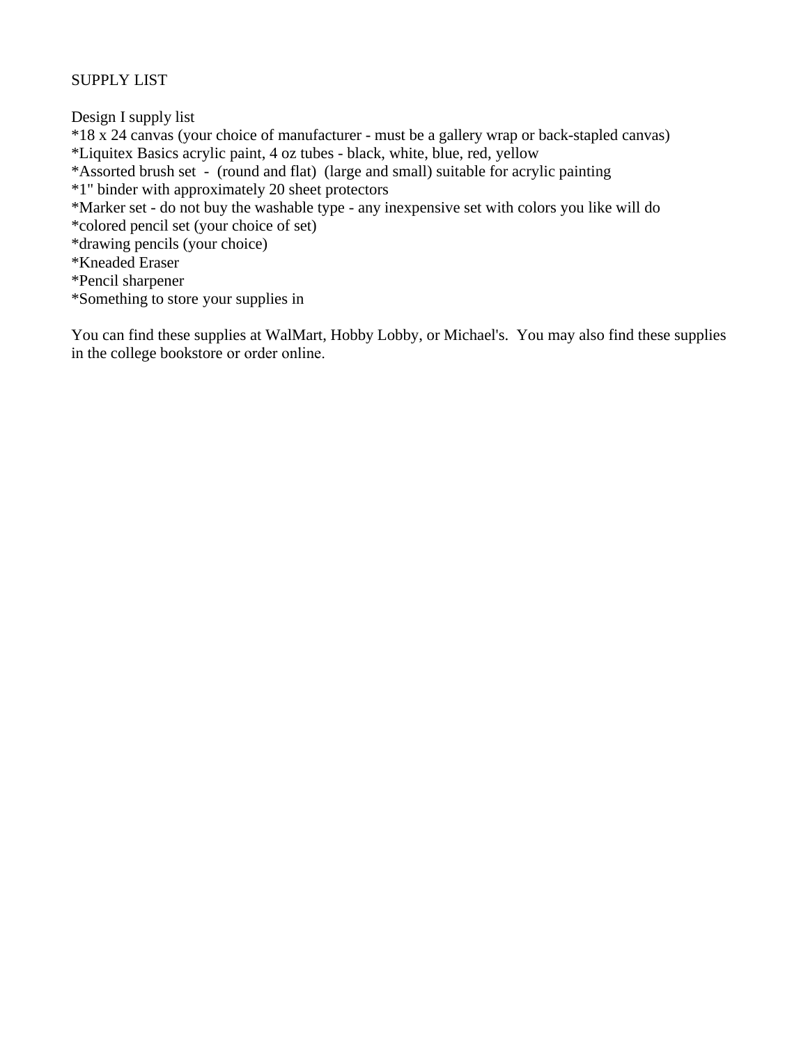SUPPLY LIST

Design I supply list

*18 x 24 canvas (your choice of manufacturer - must be a gallery wrap or back-stapled canvas)
*Liquitex Basics acrylic paint, 4 oz tubes - black, white, blue, red, yellow
*Assorted brush set - (round and flat) (large and small) suitable for acrylic painting
*1" binder with approximately 20 sheet protectors
*Marker set - do not buy the washable type - any inexpensive set with colors you like will do
*colored pencil set (your choice of set)
*drawing pencils (your choice)
*Kneaded Eraser
*Pencil sharpener
*Something to store your supplies in

You can find these supplies at WalMart, Hobby Lobby, or Michael's. You may also find these supplies in the college bookstore or order online.